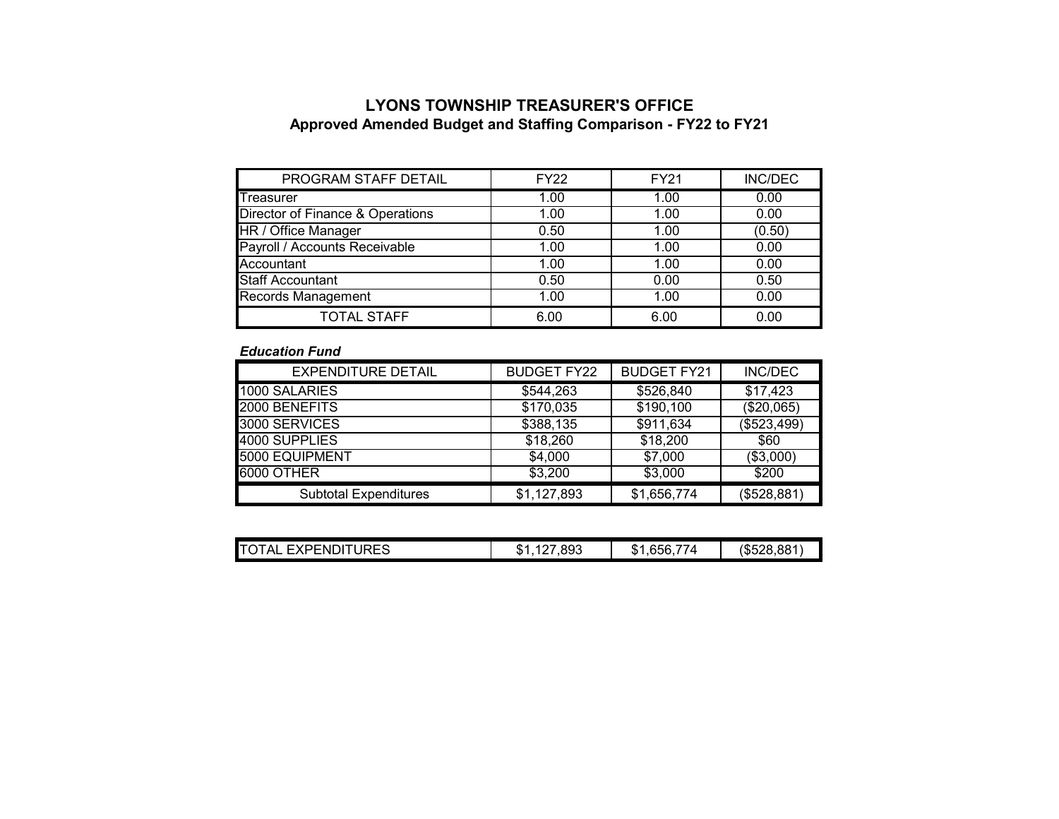# LYONS TOWNSHIP TREASURER'S OFFICE

## Approved Amended Budget and Staffing Comparison - FY22 to FY21

| PROGRAM STAFF DETAIL | FY22 | FY21 | INC/DEC |
|---|---|---|---|
| Treasurer | 1.00 | 1.00 | 0.00 |
| Director of Finance & Operations | 1.00 | 1.00 | 0.00 |
| HR / Office Manager | 0.50 | 1.00 | (0.50) |
| Payroll / Accounts Receivable | 1.00 | 1.00 | 0.00 |
| Accountant | 1.00 | 1.00 | 0.00 |
| Staff Accountant | 0.50 | 0.00 | 0.50 |
| Records Management | 1.00 | 1.00 | 0.00 |
| TOTAL STAFF | 6.00 | 6.00 | 0.00 |

***Education Fund***

| EXPENDITURE DETAIL | BUDGET FY22 | BUDGET FY21 | INC/DEC |
|---|---|---|---|
| 1000 SALARIES | $544,263 | $526,840 | $17,423 |
| 2000 BENEFITS | $170,035 | $190,100 | ($20,065) |
| 3000 SERVICES | $388,135 | $911,634 | ($523,499) |
| 4000 SUPPLIES | $18,260 | $18,200 | $60 |
| 5000 EQUIPMENT | $4,000 | $7,000 | ($3,000) |
| 6000 OTHER | $3,200 | $3,000 | $200 |
| Subtotal Expenditures | $1,127,893 | $1,656,774 | ($528,881) |

| | | | |
|---|---|---|---|
| TOTAL EXPENDITURES | $1,127,893 | $1,656,774 | ($528,881) |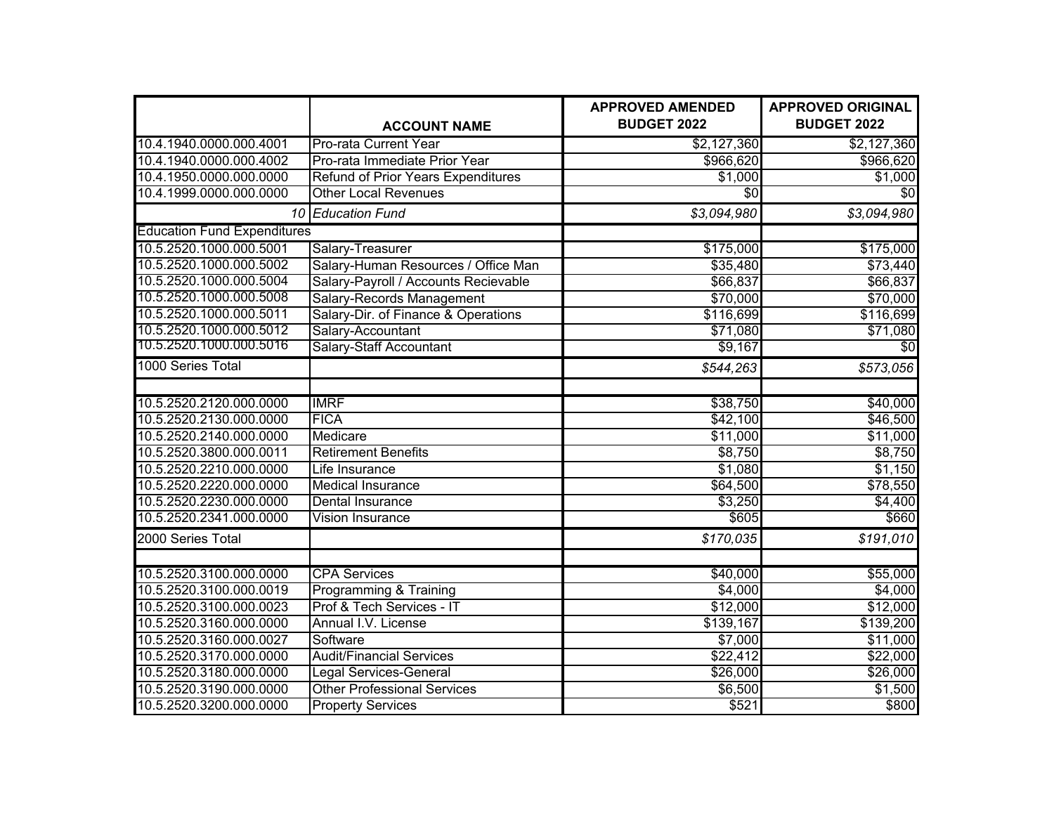| | ACCOUNT NAME | APPROVED AMENDED BUDGET 2022 | APPROVED ORIGINAL BUDGET 2022 |
|---|---|---|---|
| 10.4.1940.0000.000.4001 | Pro-rata Current Year | $2,127,360 | $2,127,360 |
| 10.4.1940.0000.000.4002 | Pro-rata Immediate Prior Year | $966,620 | $966,620 |
| 10.4.1950.0000.000.0000 | Refund of Prior Years Expenditures | $1,000 | $1,000 |
| 10.4.1999.0000.000.0000 | Other Local Revenues | $0 | $0 |
| *10* | *Education Fund* | *$3,094,980* | *$3,094,980* |
| Education Fund Expenditures | | | |
| 10.5.2520.1000.000.5001 | Salary-Treasurer | $175,000 | $175,000 |
| 10.5.2520.1000.000.5002 | Salary-Human Resources / Office Man | $35,480 | $73,440 |
| 10.5.2520.1000.000.5004 | Salary-Payroll / Accounts Recievable | $66,837 | $66,837 |
| 10.5.2520.1000.000.5008 | Salary-Records Management | $70,000 | $70,000 |
| 10.5.2520.1000.000.5011 | Salary-Dir. of Finance & Operations | $116,699 | $116,699 |
| 10.5.2520.1000.000.5012 | Salary-Accountant | $71,080 | $71,080 |
| 10.5.2520.1000.000.5016 | Salary-Staff Accountant | $9,167 | $0 |
| 1000 Series Total | | *$544,263* | *$573,056* |
| | | | |
| 10.5.2520.2120.000.0000 | IMRF | $38,750 | $40,000 |
| 10.5.2520.2130.000.0000 | FICA | $42,100 | $46,500 |
| 10.5.2520.2140.000.0000 | Medicare | $11,000 | $11,000 |
| 10.5.2520.3800.000.0011 | Retirement Benefits | $8,750 | $8,750 |
| 10.5.2520.2210.000.0000 | Life Insurance | $1,080 | $1,150 |
| 10.5.2520.2220.000.0000 | Medical Insurance | $64,500 | $78,550 |
| 10.5.2520.2230.000.0000 | Dental Insurance | $3,250 | $4,400 |
| 10.5.2520.2341.000.0000 | Vision Insurance | $605 | $660 |
| 2000 Series Total | | *$170,035* | *$191,010* |
| | | | |
| 10.5.2520.3100.000.0000 | CPA Services | $40,000 | $55,000 |
| 10.5.2520.3100.000.0019 | Programming & Training | $4,000 | $4,000 |
| 10.5.2520.3100.000.0023 | Prof & Tech Services - IT | $12,000 | $12,000 |
| 10.5.2520.3160.000.0000 | Annual I.V. License | $139,167 | $139,200 |
| 10.5.2520.3160.000.0027 | Software | $7,000 | $11,000 |
| 10.5.2520.3170.000.0000 | Audit/Financial Services | $22,412 | $22,000 |
| 10.5.2520.3180.000.0000 | Legal Services-General | $26,000 | $26,000 |
| 10.5.2520.3190.000.0000 | Other Professional Services | $6,500 | $1,500 |
| 10.5.2520.3200.000.0000 | Property Services | $521 | $800 |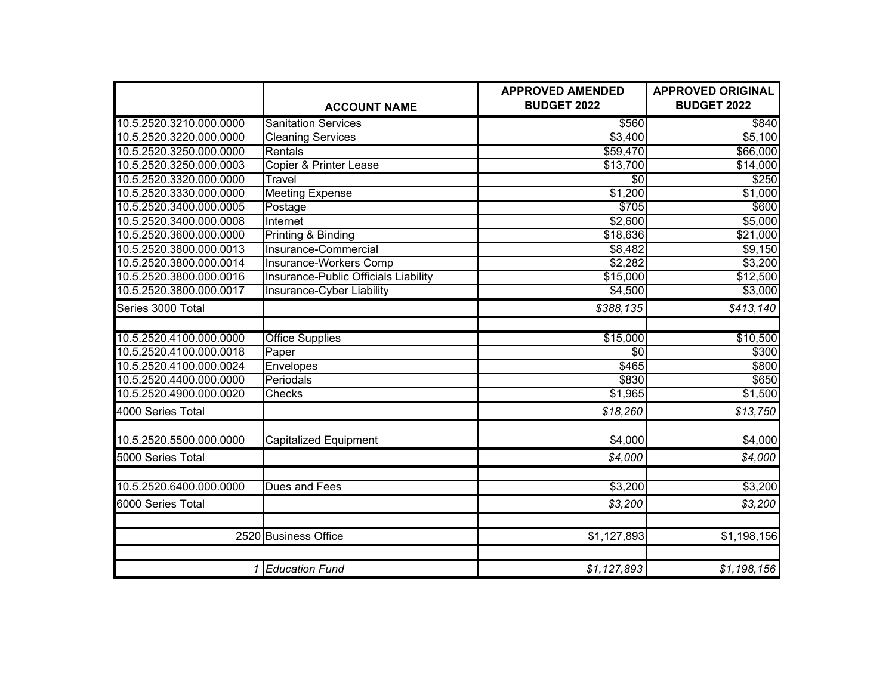| | ACCOUNT NAME | APPROVED AMENDED BUDGET 2022 | APPROVED ORIGINAL BUDGET 2022 |
|---|---|---|---|
| 10.5.2520.3210.000.0000 | Sanitation Services | $560 | $840 |
| 10.5.2520.3220.000.0000 | Cleaning Services | $3,400 | $5,100 |
| 10.5.2520.3250.000.0000 | Rentals | $59,470 | $66,000 |
| 10.5.2520.3250.000.0003 | Copier & Printer Lease | $13,700 | $14,000 |
| 10.5.2520.3320.000.0000 | Travel | $0 | $250 |
| 10.5.2520.3330.000.0000 | Meeting Expense | $1,200 | $1,000 |
| 10.5.2520.3400.000.0005 | Postage | $705 | $600 |
| 10.5.2520.3400.000.0008 | Internet | $2,600 | $5,000 |
| 10.5.2520.3600.000.0000 | Printing & Binding | $18,636 | $21,000 |
| 10.5.2520.3800.000.0013 | Insurance-Commercial | $8,482 | $9,150 |
| 10.5.2520.3800.000.0014 | Insurance-Workers Comp | $2,282 | $3,200 |
| 10.5.2520.3800.000.0016 | Insurance-Public Officials Liability | $15,000 | $12,500 |
| 10.5.2520.3800.000.0017 | Insurance-Cyber Liability | $4,500 | $3,000 |
| Series 3000 Total | | *$388,135* | *$413,140* |
| | | | |
| 10.5.2520.4100.000.0000 | Office Supplies | $15,000 | $10,500 |
| 10.5.2520.4100.000.0018 | Paper | $0 | $300 |
| 10.5.2520.4100.000.0024 | Envelopes | $465 | $800 |
| 10.5.2520.4400.000.0000 | Periodals | $830 | $650 |
| 10.5.2520.4900.000.0020 | Checks | $1,965 | $1,500 |
| 4000 Series Total | | *$18,260* | *$13,750* |
| | | | |
| 10.5.2520.5500.000.0000 | Capitalized Equipment | $4,000 | $4,000 |
| 5000 Series Total | | *$4,000* | *$4,000* |
| | | | |
| 10.5.2520.6400.000.0000 | Dues and Fees | $3,200 | $3,200 |
| 6000 Series Total | | *$3,200* | *$3,200* |
| | | | |
| 2520 | Business Office | $1,127,893 | $1,198,156 |
| | | | |
| *1* | *Education Fund* | *$1,127,893* | *$1,198,156* |